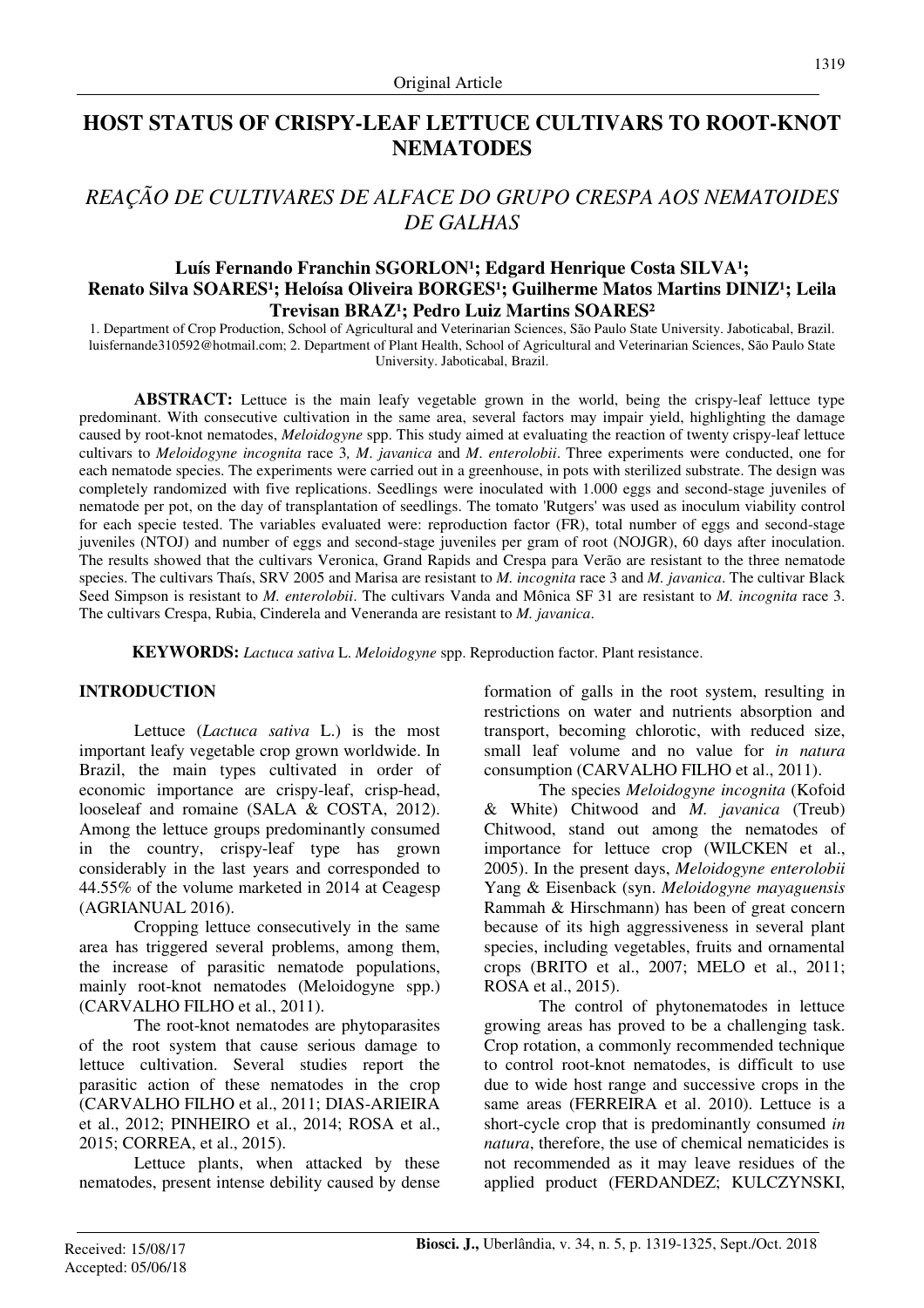Original Article

# HOST STATUS OF CRISPY-LEAF LETTUCE CULTIVARS TO ROOT-KNOT NEMATODES

## *REAÇÃO DE CULTIVARES DE ALFACE DO GRUPO CRESPA AOS NEMATOIDES DE GALHAS*

**Luís Fernando Franchin SGORLON[1]; Edgard Henrique Costa SILVA[1]; Renato Silva SOARES[1]; Heloísa Oliveira BORGES[1]; Guilherme Matos Martins DINIZ[1]; Leila Trevisan BRAZ[1]; Pedro Luiz Martins SOARES[2]**

1. Department of Crop Production, School of Agricultural and Veterinarian Sciences, São Paulo State University. Jaboticabal, Brazil. luisfernande310592@hotmail.com; 2. Department of Plant Health, School of Agricultural and Veterinarian Sciences, São Paulo State University. Jaboticabal, Brazil.

**ABSTRACT:** Lettuce is the main leafy vegetable grown in the world, being the crispy-leaf lettuce type predominant. With consecutive cultivation in the same area, several factors may impair yield, highlighting the damage caused by root-knot nematodes, *Meloidogyne* spp. This study aimed at evaluating the reaction of twenty crispy-leaf lettuce cultivars to *Meloidogyne incognita* race 3, *M. javanica* and *M. enterolobii*. Three experiments were conducted, one for each nematode species. The experiments were carried out in a greenhouse, in pots with sterilized substrate. The design was completely randomized with five replications. Seedlings were inoculated with 1.000 eggs and second-stage juveniles of nematode per pot, on the day of transplantation of seedlings. The tomato 'Rutgers' was used as inoculum viability control for each specie tested. The variables evaluated were: reproduction factor (FR), total number of eggs and second-stage juveniles (NTOJ) and number of eggs and second-stage juveniles per gram of root (NOJGR), 60 days after inoculation. The results showed that the cultivars Veronica, Grand Rapids and Crespa para Verão are resistant to the three nematode species. The cultivars Thaís, SRV 2005 and Marisa are resistant to *M. incognita* race 3 and *M. javanica*. The cultivar Black Seed Simpson is resistant to *M. enterolobii*. The cultivars Vanda and Mônica SF 31 are resistant to *M. incognita* race 3. The cultivars Crespa, Rubia, Cinderela and Veneranda are resistant to *M. javanica*.

**KEYWORDS:** *Lactuca sativa* L. *Meloidogyne* spp. Reproduction factor. Plant resistance.

## INTRODUCTION

Lettuce (*Lactuca sativa* L.) is the most important leafy vegetable crop grown worldwide. In Brazil, the main types cultivated in order of economic importance are crispy-leaf, crisp-head, looseleaf and romaine (SALA & COSTA, 2012). Among the lettuce groups predominantly consumed in the country, crispy-leaf type has grown considerably in the last years and corresponded to 44.55% of the volume marketed in 2014 at Ceagesp (AGRIANUAL 2016).

Cropping lettuce consecutively in the same area has triggered several problems, among them, the increase of parasitic nematode populations, mainly root-knot nematodes (Meloidogyne spp.) (CARVALHO FILHO et al., 2011).

The root-knot nematodes are phytoparasites of the root system that cause serious damage to lettuce cultivation. Several studies report the parasitic action of these nematodes in the crop (CARVALHO FILHO et al., 2011; DIAS-ARIEIRA et al., 2012; PINHEIRO et al., 2014; ROSA et al., 2015; CORREA, et al., 2015).

Lettuce plants, when attacked by these nematodes, present intense debility caused by dense formation of galls in the root system, resulting in restrictions on water and nutrients absorption and transport, becoming chlorotic, with reduced size, small leaf volume and no value for *in natura* consumption (CARVALHO FILHO et al., 2011).

The species *Meloidogyne incognita* (Kofoid & White) Chitwood and *M. javanica* (Treub) Chitwood, stand out among the nematodes of importance for lettuce crop (WILCKEN et al., 2005). In the present days, *Meloidogyne enterolobii* Yang & Eisenback (syn. *Meloidogyne mayaguensis* Rammah & Hirschmann) has been of great concern because of its high aggressiveness in several plant species, including vegetables, fruits and ornamental crops (BRITO et al., 2007; MELO et al., 2011; ROSA et al., 2015).

The control of phytonematodes in lettuce growing areas has proved to be a challenging task. Crop rotation, a commonly recommended technique to control root-knot nematodes, is difficult to use due to wide host range and successive crops in the same areas (FERREIRA et al. 2010). Lettuce is a short-cycle crop that is predominantly consumed *in natura*, therefore, the use of chemical nematicides is not recommended as it may leave residues of the applied product (FERDANDEZ; KULCZYNSKI,

Received: 15/08/17
Accepted: 05/06/18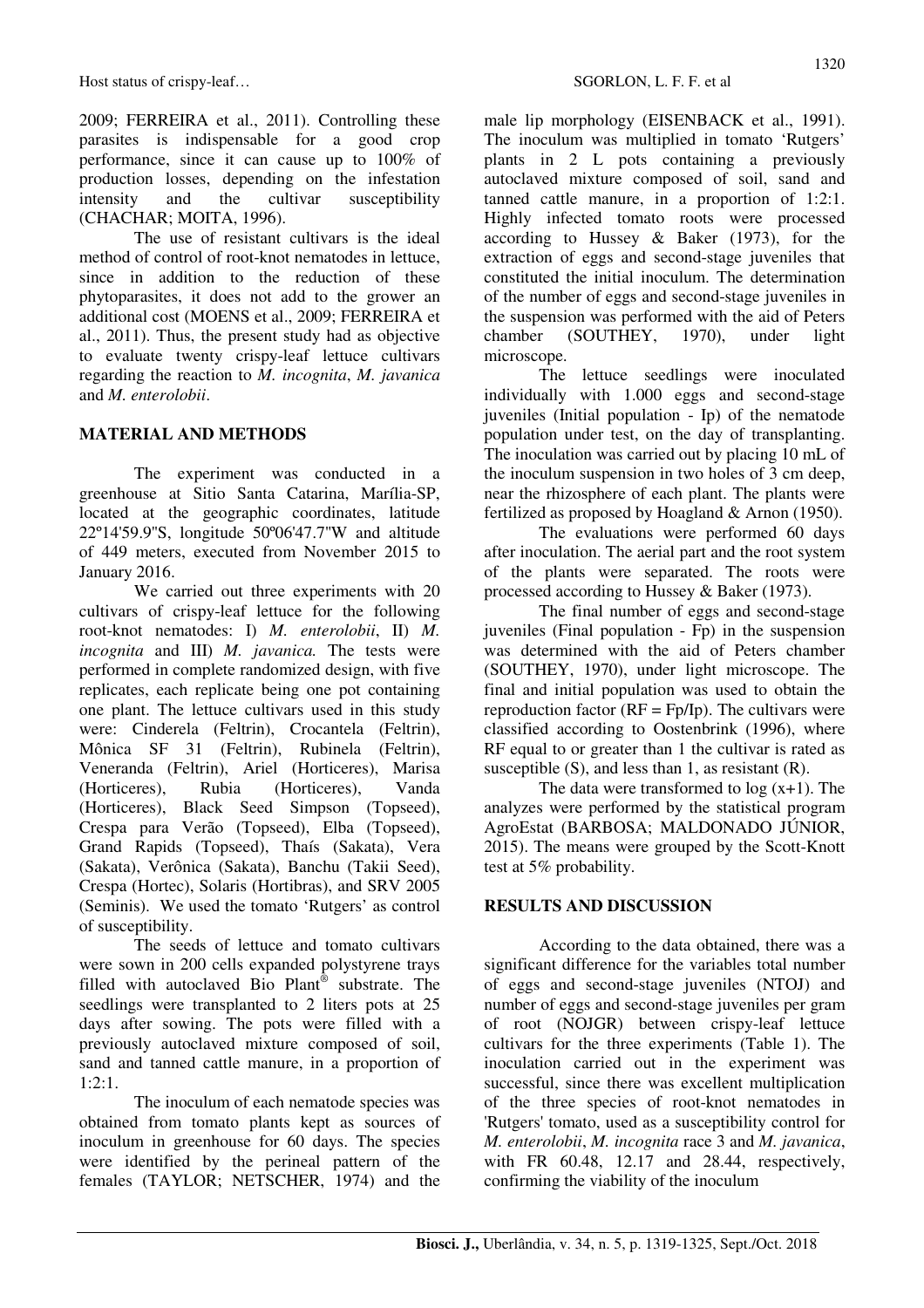2009; FERREIRA et al., 2011). Controlling these parasites is indispensable for a good crop performance, since it can cause up to 100% of production losses, depending on the infestation intensity and the cultivar susceptibility (CHACHAR; MOITA, 1996).

The use of resistant cultivars is the ideal method of control of root-knot nematodes in lettuce, since in addition to the reduction of these phytoparasites, it does not add to the grower an additional cost (MOENS et al., 2009; FERREIRA et al., 2011). Thus, the present study had as objective to evaluate twenty crispy-leaf lettuce cultivars regarding the reaction to *M. incognita*, *M. javanica* and *M. enterolobii*.

## MATERIAL AND METHODS

The experiment was conducted in a greenhouse at Sitio Santa Catarina, Marília-SP, located at the geographic coordinates, latitude 22º14'59.9"S, longitude 50º06'47.7"W and altitude of 449 meters, executed from November 2015 to January 2016.

We carried out three experiments with 20 cultivars of crispy-leaf lettuce for the following root-knot nematodes: I) *M. enterolobii*, II) *M. incognita* and III) *M. javanica.* The tests were performed in complete randomized design, with five replicates, each replicate being one pot containing one plant. The lettuce cultivars used in this study were: Cinderela (Feltrin), Crocantela (Feltrin), Mônica SF 31 (Feltrin), Rubinela (Feltrin), Veneranda (Feltrin), Ariel (Horticeres), Marisa (Horticeres), Rubia (Horticeres), Vanda (Horticeres), Black Seed Simpson (Topseed), Crespa para Verão (Topseed), Elba (Topseed), Grand Rapids (Topseed), Thaís (Sakata), Vera (Sakata), Verônica (Sakata), Banchu (Takii Seed), Crespa (Hortec), Solaris (Hortibras), and SRV 2005 (Seminis). We used the tomato 'Rutgers' as control of susceptibility.

The seeds of lettuce and tomato cultivars were sown in 200 cells expanded polystyrene trays filled with autoclaved Bio Plant® substrate. The seedlings were transplanted to 2 liters pots at 25 days after sowing. The pots were filled with a previously autoclaved mixture composed of soil, sand and tanned cattle manure, in a proportion of 1:2:1.

The inoculum of each nematode species was obtained from tomato plants kept as sources of inoculum in greenhouse for 60 days. The species were identified by the perineal pattern of the females (TAYLOR; NETSCHER, 1974) and the male lip morphology (EISENBACK et al., 1991). The inoculum was multiplied in tomato 'Rutgers' plants in 2 L pots containing a previously autoclaved mixture composed of soil, sand and tanned cattle manure, in a proportion of 1:2:1. Highly infected tomato roots were processed according to Hussey & Baker (1973), for the extraction of eggs and second-stage juveniles that constituted the initial inoculum. The determination of the number of eggs and second-stage juveniles in the suspension was performed with the aid of Peters chamber (SOUTHEY, 1970), under light microscope.

The lettuce seedlings were inoculated individually with 1.000 eggs and second-stage juveniles (Initial population - Ip) of the nematode population under test, on the day of transplanting. The inoculation was carried out by placing 10 mL of the inoculum suspension in two holes of 3 cm deep, near the rhizosphere of each plant. The plants were fertilized as proposed by Hoagland & Arnon (1950).

The evaluations were performed 60 days after inoculation. The aerial part and the root system of the plants were separated. The roots were processed according to Hussey & Baker (1973).

The final number of eggs and second-stage juveniles (Final population - Fp) in the suspension was determined with the aid of Peters chamber (SOUTHEY, 1970), under light microscope. The final and initial population was used to obtain the reproduction factor (RF = Fp/Ip). The cultivars were classified according to Oostenbrink (1996), where RF equal to or greater than 1 the cultivar is rated as susceptible (S), and less than 1, as resistant (R).

The data were transformed to log (x+1). The analyzes were performed by the statistical program AgroEstat (BARBOSA; MALDONADO JÚNIOR, 2015). The means were grouped by the Scott-Knott test at 5% probability.

## RESULTS AND DISCUSSION

According to the data obtained, there was a significant difference for the variables total number of eggs and second-stage juveniles (NTOJ) and number of eggs and second-stage juveniles per gram of root (NOJGR) between crispy-leaf lettuce cultivars for the three experiments (Table 1). The inoculation carried out in the experiment was successful, since there was excellent multiplication of the three species of root-knot nematodes in 'Rutgers' tomato, used as a susceptibility control for *M. enterolobii*, *M. incognita* race 3 and *M. javanica*, with FR 60.48, 12.17 and 28.44, respectively, confirming the viability of the inoculum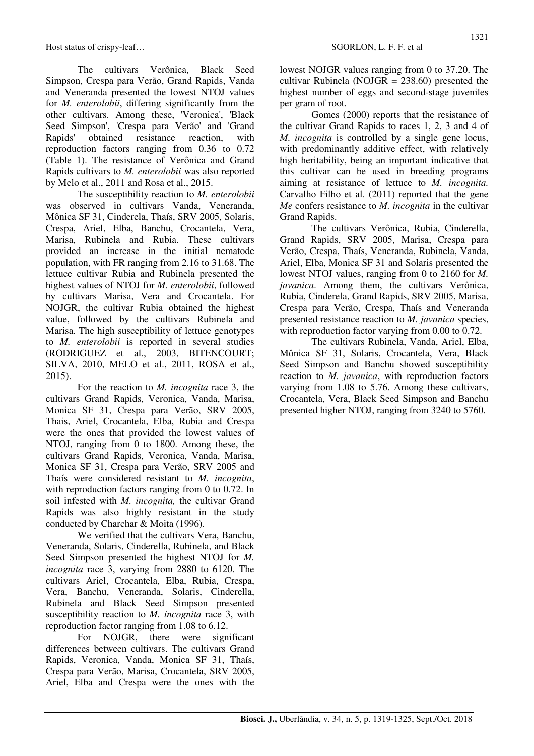The cultivars Verônica, Black Seed Simpson, Crespa para Verão, Grand Rapids, Vanda and Veneranda presented the lowest NTOJ values for *M. enterolobii*, differing significantly from the other cultivars. Among these, 'Veronica', 'Black Seed Simpson', 'Crespa para Verão' and 'Grand Rapids' obtained resistance reaction, with reproduction factors ranging from 0.36 to 0.72 (Table 1). The resistance of Verônica and Grand Rapids cultivars to *M. enterolobii* was also reported by Melo et al., 2011 and Rosa et al., 2015.

The susceptibility reaction to *M. enterolobii* was observed in cultivars Vanda, Veneranda, Mônica SF 31, Cinderela, Thaís, SRV 2005, Solaris, Crespa, Ariel, Elba, Banchu, Crocantela, Vera, Marisa, Rubinela and Rubia. These cultivars provided an increase in the initial nematode population, with FR ranging from 2.16 to 31.68. The lettuce cultivar Rubia and Rubinela presented the highest values of NTOJ for *M. enterolobii*, followed by cultivars Marisa, Vera and Crocantela. For NOJGR, the cultivar Rubia obtained the highest value, followed by the cultivars Rubinela and Marisa. The high susceptibility of lettuce genotypes to *M. enterolobii* is reported in several studies (RODRIGUEZ et al., 2003, BITENCOURT; SILVA, 2010, MELO et al., 2011, ROSA et al., 2015).

For the reaction to *M. incognita* race 3, the cultivars Grand Rapids, Veronica, Vanda, Marisa, Monica SF 31, Crespa para Verão, SRV 2005, Thais, Ariel, Crocantela, Elba, Rubia and Crespa were the ones that provided the lowest values of NTOJ, ranging from 0 to 1800. Among these, the cultivars Grand Rapids, Veronica, Vanda, Marisa, Monica SF 31, Crespa para Verão, SRV 2005 and Thaís were considered resistant to *M. incognita*, with reproduction factors ranging from 0 to 0.72. In soil infested with *M. incognita,* the cultivar Grand Rapids was also highly resistant in the study conducted by Charchar & Moita (1996).

We verified that the cultivars Vera, Banchu, Veneranda, Solaris, Cinderella, Rubinela, and Black Seed Simpson presented the highest NTOJ for *M. incognita* race 3, varying from 2880 to 6120. The cultivars Ariel, Crocantela, Elba, Rubia, Crespa, Vera, Banchu, Veneranda, Solaris, Cinderella, Rubinela and Black Seed Simpson presented susceptibility reaction to *M. incognita* race 3, with reproduction factor ranging from 1.08 to 6.12.

For NOJGR, there were significant differences between cultivars. The cultivars Grand Rapids, Veronica, Vanda, Monica SF 31, Thaís, Crespa para Verão, Marisa, Crocantela, SRV 2005, Ariel, Elba and Crespa were the ones with the lowest NOJGR values ranging from 0 to 37.20. The cultivar Rubinela (NOJGR = 238.60) presented the highest number of eggs and second-stage juveniles per gram of root.

Gomes (2000) reports that the resistance of the cultivar Grand Rapids to races 1, 2, 3 and 4 of *M. incognita* is controlled by a single gene locus, with predominantly additive effect, with relatively high heritability, being an important indicative that this cultivar can be used in breeding programs aiming at resistance of lettuce to *M. incognita.* Carvalho Filho et al. (2011) reported that the gene *Me* confers resistance to *M. incognita* in the cultivar Grand Rapids.

The cultivars Verônica, Rubia, Cinderella, Grand Rapids, SRV 2005, Marisa, Crespa para Verão, Crespa, Thaís, Veneranda, Rubinela, Vanda, Ariel, Elba, Monica SF 31 and Solaris presented the lowest NTOJ values, ranging from 0 to 2160 for *M. javanica*. Among them, the cultivars Verônica, Rubia, Cinderela, Grand Rapids, SRV 2005, Marisa, Crespa para Verão, Crespa, Thaís and Veneranda presented resistance reaction to *M. javanica* species, with reproduction factor varying from 0.00 to 0.72.

The cultivars Rubinela, Vanda, Ariel, Elba, Mônica SF 31, Solaris, Crocantela, Vera, Black Seed Simpson and Banchu showed susceptibility reaction to *M. javanica*, with reproduction factors varying from 1.08 to 5.76. Among these cultivars, Crocantela, Vera, Black Seed Simpson and Banchu presented higher NTOJ, ranging from 3240 to 5760.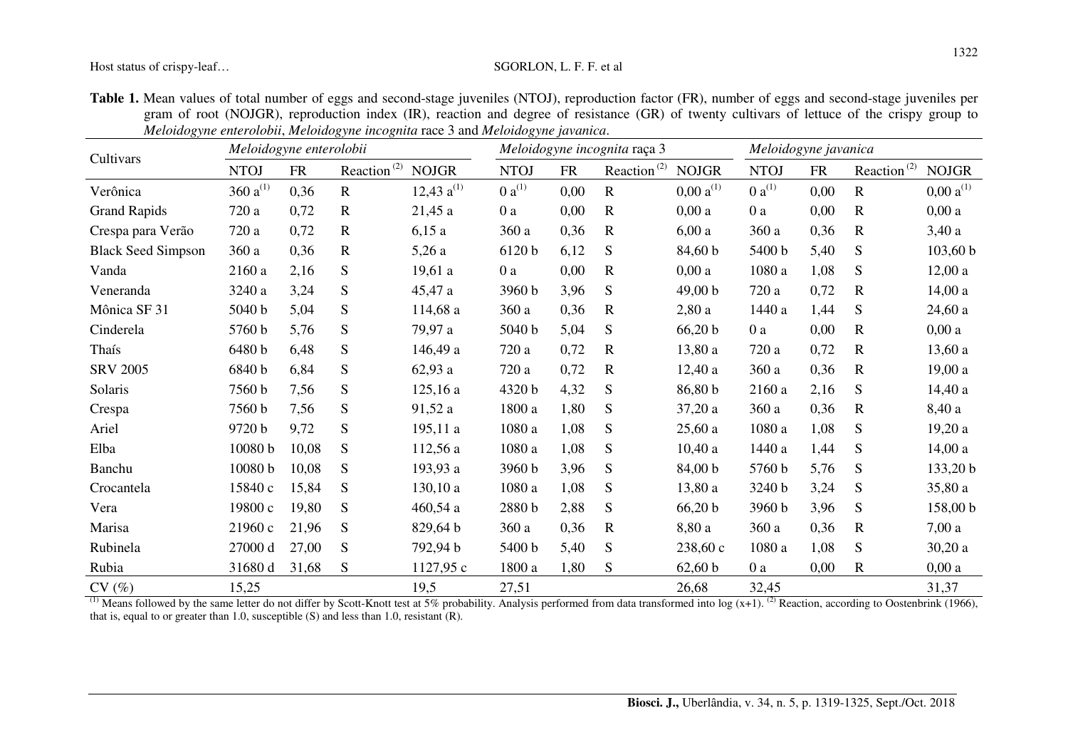**Table 1.** Mean values of total number of eggs and second-stage juveniles (NTOJ), reproduction factor (FR), number of eggs and second-stage juveniles per gram of root (NOJGR), reproduction index (IR), reaction and degree of resistance (GR) of twenty cultivars of lettuce of the crispy group to *Meloidogyne enterolobii*, *Meloidogyne incognita* race 3 and *Meloidogyne javanica*.

| Cultivars | *Meloidogyne enterolobii* | | | | *Meloidogyne incognita* raça 3 | | | | *Meloidogyne javanica* | | | |
|---|---|---|---|---|---|---|---|---|---|---|---|---|
| | NTOJ | FR | Reaction [2] | NOJGR | NTOJ | FR | Reaction [2] | NOJGR | NTOJ | FR | Reaction [2] | NOJGR |
| Verônica | 360 a[1] | 0,36 | R | 12,43 a[1] | 0 a[1] | 0,00 | R | 0,00 a[1] | 0 a[1] | 0,00 | R | 0,00 a[1] |
| Grand Rapids | 720 a | 0,72 | R | 21,45 a | 0 a | 0,00 | R | 0,00 a | 0 a | 0,00 | R | 0,00 a |
| Crespa para Verão | 720 a | 0,72 | R | 6,15 a | 360 a | 0,36 | R | 6,00 a | 360 a | 0,36 | R | 3,40 a |
| Black Seed Simpson | 360 a | 0,36 | R | 5,26 a | 6120 b | 6,12 | S | 84,60 b | 5400 b | 5,40 | S | 103,60 b |
| Vanda | 2160 a | 2,16 | S | 19,61 a | 0 a | 0,00 | R | 0,00 a | 1080 a | 1,08 | S | 12,00 a |
| Veneranda | 3240 a | 3,24 | S | 45,47 a | 3960 b | 3,96 | S | 49,00 b | 720 a | 0,72 | R | 14,00 a |
| Mônica SF 31 | 5040 b | 5,04 | S | 114,68 a | 360 a | 0,36 | R | 2,80 a | 1440 a | 1,44 | S | 24,60 a |
| Cinderela | 5760 b | 5,76 | S | 79,97 a | 5040 b | 5,04 | S | 66,20 b | 0 a | 0,00 | R | 0,00 a |
| Thaís | 6480 b | 6,48 | S | 146,49 a | 720 a | 0,72 | R | 13,80 a | 720 a | 0,72 | R | 13,60 a |
| SRV 2005 | 6840 b | 6,84 | S | 62,93 a | 720 a | 0,72 | R | 12,40 a | 360 a | 0,36 | R | 19,00 a |
| Solaris | 7560 b | 7,56 | S | 125,16 a | 4320 b | 4,32 | S | 86,80 b | 2160 a | 2,16 | S | 14,40 a |
| Crespa | 7560 b | 7,56 | S | 91,52 a | 1800 a | 1,80 | S | 37,20 a | 360 a | 0,36 | R | 8,40 a |
| Ariel | 9720 b | 9,72 | S | 195,11 a | 1080 a | 1,08 | S | 25,60 a | 1080 a | 1,08 | S | 19,20 a |
| Elba | 10080 b | 10,08 | S | 112,56 a | 1080 a | 1,08 | S | 10,40 a | 1440 a | 1,44 | S | 14,00 a |
| Banchu | 10080 b | 10,08 | S | 193,93 a | 3960 b | 3,96 | S | 84,00 b | 5760 b | 5,76 | S | 133,20 b |
| Crocantela | 15840 c | 15,84 | S | 130,10 a | 1080 a | 1,08 | S | 13,80 a | 3240 b | 3,24 | S | 35,80 a |
| Vera | 19800 c | 19,80 | S | 460,54 a | 2880 b | 2,88 | S | 66,20 b | 3960 b | 3,96 | S | 158,00 b |
| Marisa | 21960 c | 21,96 | S | 829,64 b | 360 a | 0,36 | R | 8,80 a | 360 a | 0,36 | R | 7,00 a |
| Rubinela | 27000 d | 27,00 | S | 792,94 b | 5400 b | 5,40 | S | 238,60 c | 1080 a | 1,08 | S | 30,20 a |
| Rubia | 31680 d | 31,68 | S | 1127,95 c | 1800 a | 1,80 | S | 62,60 b | 0 a | 0,00 | R | 0,00 a |
| CV (%) | 15,25 | | | 19,5 | 27,51 | | | 26,68 | 32,45 | | | 31,37 |

[1] Means followed by the same letter do not differ by Scott-Knott test at 5% probability. Analysis performed from data transformed into log (x+1). [2] Reaction, according to Oostenbrink (1966), that is, equal to or greater than 1.0, susceptible (S) and less than 1.0, resistant (R).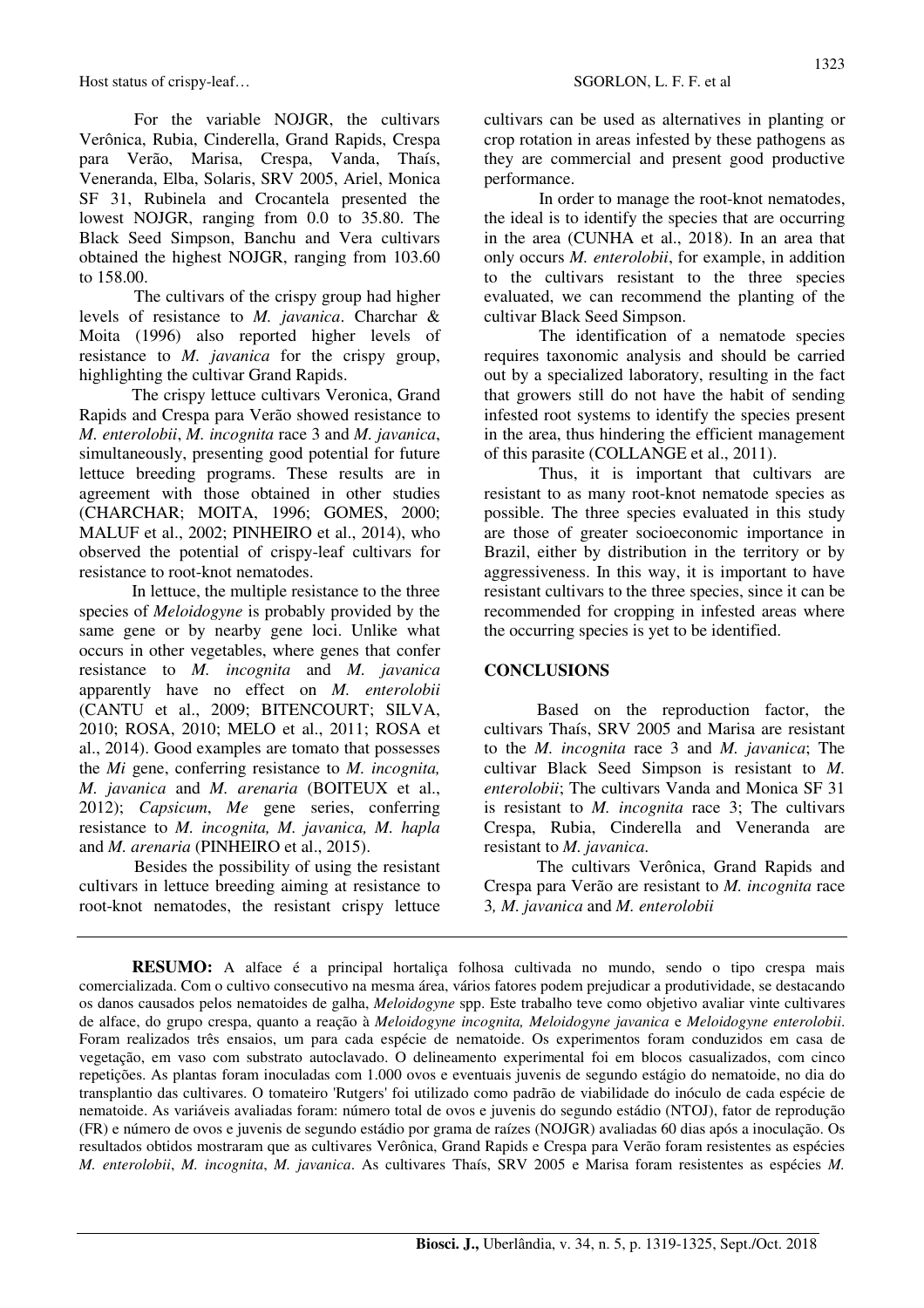For the variable NOJGR, the cultivars Verônica, Rubia, Cinderella, Grand Rapids, Crespa para Verão, Marisa, Crespa, Vanda, Thaís, Veneranda, Elba, Solaris, SRV 2005, Ariel, Monica SF 31, Rubinela and Crocantela presented the lowest NOJGR, ranging from 0.0 to 35.80. The Black Seed Simpson, Banchu and Vera cultivars obtained the highest NOJGR, ranging from 103.60 to 158.00.

The cultivars of the crispy group had higher levels of resistance to *M. javanica*. Charchar & Moita (1996) also reported higher levels of resistance to *M. javanica* for the crispy group, highlighting the cultivar Grand Rapids.

The crispy lettuce cultivars Veronica, Grand Rapids and Crespa para Verão showed resistance to *M. enterolobii*, *M. incognita* race 3 and *M. javanica*, simultaneously, presenting good potential for future lettuce breeding programs. These results are in agreement with those obtained in other studies (CHARCHAR; MOITA, 1996; GOMES, 2000; MALUF et al., 2002; PINHEIRO et al., 2014), who observed the potential of crispy-leaf cultivars for resistance to root-knot nematodes.

In lettuce, the multiple resistance to the three species of *Meloidogyne* is probably provided by the same gene or by nearby gene loci. Unlike what occurs in other vegetables, where genes that confer resistance to *M. incognita* and *M. javanica* apparently have no effect on *M. enterolobii* (CANTU et al., 2009; BITENCOURT; SILVA, 2010; ROSA, 2010; MELO et al., 2011; ROSA et al., 2014). Good examples are tomato that possesses the *Mi* gene, conferring resistance to *M. incognita, M. javanica* and *M. arenaria* (BOITEUX et al., 2012); *Capsicum*, *Me* gene series, conferring resistance to *M. incognita, M. javanica, M. hapla* and *M. arenaria* (PINHEIRO et al., 2015).

Besides the possibility of using the resistant cultivars in lettuce breeding aiming at resistance to root-knot nematodes, the resistant crispy lettuce cultivars can be used as alternatives in planting or crop rotation in areas infested by these pathogens as they are commercial and present good productive performance.

In order to manage the root-knot nematodes, the ideal is to identify the species that are occurring in the area (CUNHA et al., 2018). In an area that only occurs *M. enterolobii*, for example, in addition to the cultivars resistant to the three species evaluated, we can recommend the planting of the cultivar Black Seed Simpson.

The identification of a nematode species requires taxonomic analysis and should be carried out by a specialized laboratory, resulting in the fact that growers still do not have the habit of sending infested root systems to identify the species present in the area, thus hindering the efficient management of this parasite (COLLANGE et al., 2011).

Thus, it is important that cultivars are resistant to as many root-knot nematode species as possible. The three species evaluated in this study are those of greater socioeconomic importance in Brazil, either by distribution in the territory or by aggressiveness. In this way, it is important to have resistant cultivars to the three species, since it can be recommended for cropping in infested areas where the occurring species is yet to be identified.

## CONCLUSIONS

Based on the reproduction factor, the cultivars Thaís, SRV 2005 and Marisa are resistant to the *M. incognita* race 3 and *M. javanica*; The cultivar Black Seed Simpson is resistant to *M. enterolobii*; The cultivars Vanda and Monica SF 31 is resistant to *M. incognita* race 3; The cultivars Crespa, Rubia, Cinderella and Veneranda are resistant to *M. javanica*.

The cultivars Verônica, Grand Rapids and Crespa para Verão are resistant to *M. incognita* race 3*, M. javanica* and *M. enterolobii*

---

**RESUMO:** A alface é a principal hortaliça folhosa cultivada no mundo, sendo o tipo crespa mais comercializada. Com o cultivo consecutivo na mesma área, vários fatores podem prejudicar a produtividade, se destacando os danos causados pelos nematoides de galha, *Meloidogyne* spp. Este trabalho teve como objetivo avaliar vinte cultivares de alface, do grupo crespa, quanto a reação à *Meloidogyne incognita, Meloidogyne javanica* e *Meloidogyne enterolobii*. Foram realizados três ensaios, um para cada espécie de nematoide. Os experimentos foram conduzidos em casa de vegetação, em vaso com substrato autoclavado. O delineamento experimental foi em blocos casualizados, com cinco repetições. As plantas foram inoculadas com 1.000 ovos e eventuais juvenis de segundo estágio do nematoide, no dia do transplantio das cultivares. O tomateiro 'Rutgers' foi utilizado como padrão de viabilidade do inóculo de cada espécie de nematoide. As variáveis avaliadas foram: número total de ovos e juvenis do segundo estádio (NTOJ), fator de reprodução (FR) e número de ovos e juvenis de segundo estádio por grama de raízes (NOJGR) avaliadas 60 dias após a inoculação. Os resultados obtidos mostraram que as cultivares Verônica, Grand Rapids e Crespa para Verão foram resistentes as espécies *M. enterolobii*, *M. incognita*, *M. javanica*. As cultivares Thaís, SRV 2005 e Marisa foram resistentes as espécies *M.*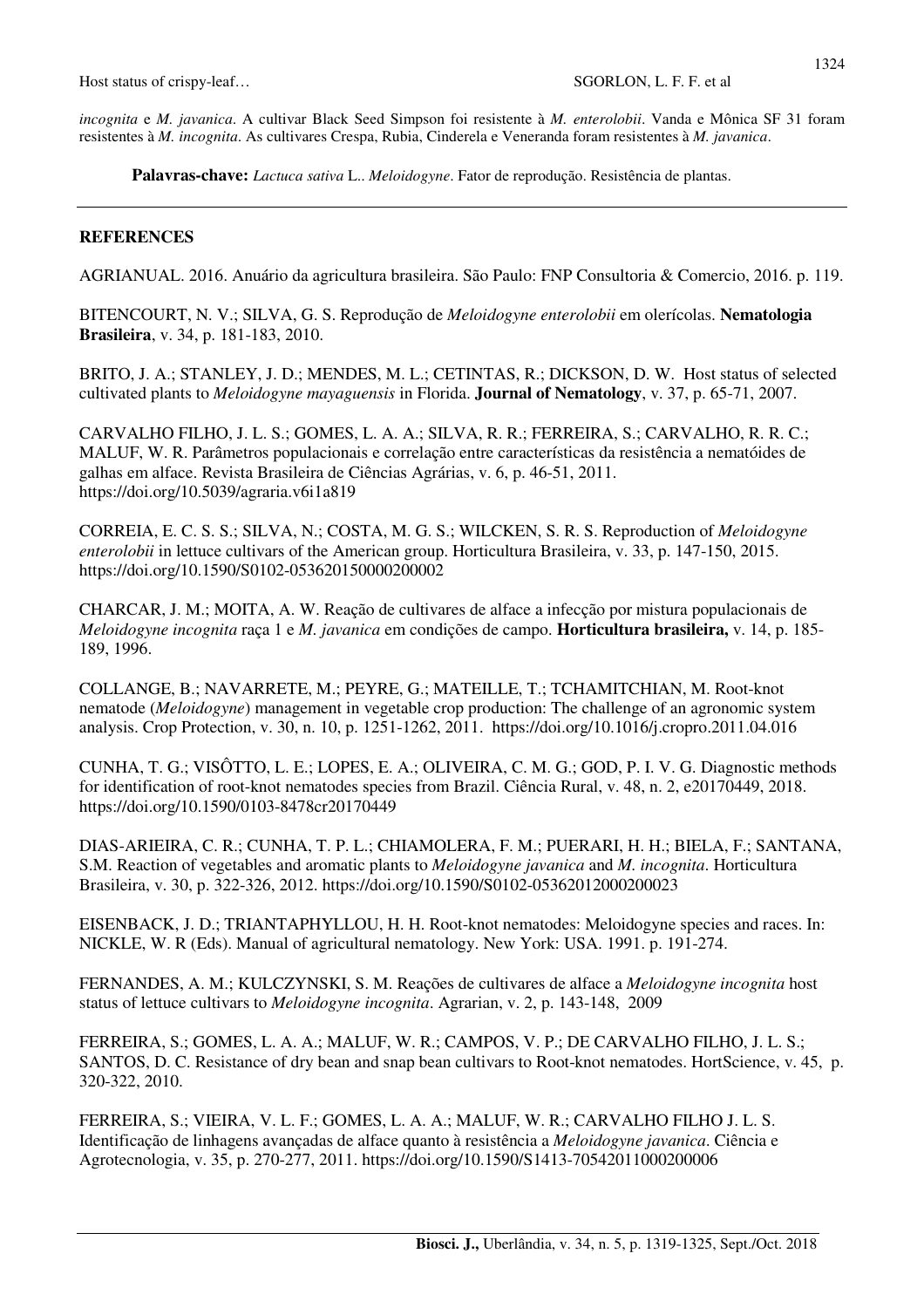*incognita* e *M. javanica*. A cultivar Black Seed Simpson foi resistente à *M. enterolobii*. Vanda e Mônica SF 31 foram resistentes à *M. incognita*. As cultivares Crespa, Rubia, Cinderela e Veneranda foram resistentes à *M. javanica*.

**Palavras-chave:** *Lactuca sativa* L.. *Meloidogyne*. Fator de reprodução. Resistência de plantas.

## REFERENCES

AGRIANUAL. 2016. Anuário da agricultura brasileira. São Paulo: FNP Consultoria & Comercio, 2016. p. 119.

BITENCOURT, N. V.; SILVA, G. S. Reprodução de *Meloidogyne enterolobii* em olerícolas. **Nematologia Brasileira**, v. 34, p. 181-183, 2010.

BRITO, J. A.; STANLEY, J. D.; MENDES, M. L.; CETINTAS, R.; DICKSON, D. W. Host status of selected cultivated plants to *Meloidogyne mayaguensis* in Florida. **Journal of Nematology**, v. 37, p. 65-71, 2007.

CARVALHO FILHO, J. L. S.; GOMES, L. A. A.; SILVA, R. R.; FERREIRA, S.; CARVALHO, R. R. C.; MALUF, W. R. Parâmetros populacionais e correlação entre características da resistência a nematóides de galhas em alface. Revista Brasileira de Ciências Agrárias, v. 6, p. 46-51, 2011. https://doi.org/10.5039/agraria.v6i1a819

CORREIA, E. C. S. S.; SILVA, N.; COSTA, M. G. S.; WILCKEN, S. R. S. Reproduction of *Meloidogyne enterolobii* in lettuce cultivars of the American group. Horticultura Brasileira, v. 33, p. 147-150, 2015. https://doi.org/10.1590/S0102-053620150000200002

CHARCAR, J. M.; MOITA, A. W. Reação de cultivares de alface a infecção por mistura populacionais de *Meloidogyne incognita* raça 1 e *M. javanica* em condições de campo. **Horticultura brasileira,** v. 14, p. 185-189, 1996.

COLLANGE, B.; NAVARRETE, M.; PEYRE, G.; MATEILLE, T.; TCHAMITCHIAN, M. Root-knot nematode (*Meloidogyne*) management in vegetable crop production: The challenge of an agronomic system analysis. Crop Protection, v. 30, n. 10, p. 1251-1262, 2011. https://doi.org/10.1016/j.cropro.2011.04.016

CUNHA, T. G.; VISÔTTO, L. E.; LOPES, E. A.; OLIVEIRA, C. M. G.; GOD, P. I. V. G. Diagnostic methods for identification of root-knot nematodes species from Brazil. Ciência Rural, v. 48, n. 2, e20170449, 2018. https://doi.org/10.1590/0103-8478cr20170449

DIAS-ARIEIRA, C. R.; CUNHA, T. P. L.; CHIAMOLERA, F. M.; PUERARI, H. H.; BIELA, F.; SANTANA, S.M. Reaction of vegetables and aromatic plants to *Meloidogyne javanica* and *M. incognita*. Horticultura Brasileira, v. 30, p. 322-326, 2012. https://doi.org/10.1590/S0102-05362012000200023

EISENBACK, J. D.; TRIANTAPHYLLOU, H. H. Root-knot nematodes: Meloidogyne species and races. In: NICKLE, W. R (Eds). Manual of agricultural nematology. New York: USA. 1991. p. 191-274.

FERNANDES, A. M.; KULCZYNSKI, S. M. Reações de cultivares de alface a *Meloidogyne incognita* host status of lettuce cultivars to *Meloidogyne incognita*. Agrarian, v. 2, p. 143-148, 2009

FERREIRA, S.; GOMES, L. A. A.; MALUF, W. R.; CAMPOS, V. P.; DE CARVALHO FILHO, J. L. S.; SANTOS, D. C. Resistance of dry bean and snap bean cultivars to Root-knot nematodes. HortScience, v. 45, p. 320-322, 2010.

FERREIRA, S.; VIEIRA, V. L. F.; GOMES, L. A. A.; MALUF, W. R.; CARVALHO FILHO J. L. S. Identificação de linhagens avançadas de alface quanto à resistência a *Meloidogyne javanica*. Ciência e Agrotecnologia, v. 35, p. 270-277, 2011. https://doi.org/10.1590/S1413-70542011000200006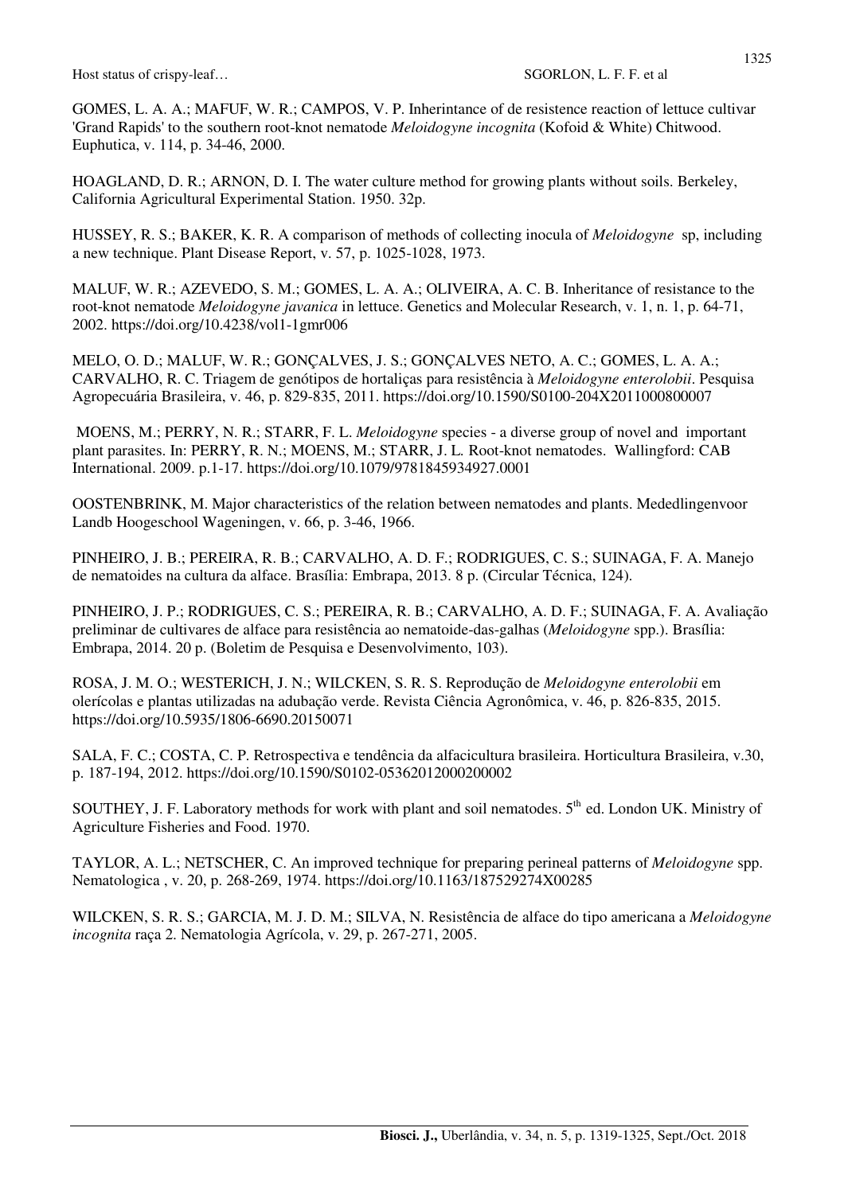GOMES, L. A. A.; MAFUF, W. R.; CAMPOS, V. P. Inherintance of de resistence reaction of lettuce cultivar 'Grand Rapids' to the southern root-knot nematode *Meloidogyne incognita* (Kofoid & White) Chitwood. Euphutica, v. 114, p. 34-46, 2000.

HOAGLAND, D. R.; ARNON, D. I. The water culture method for growing plants without soils. Berkeley, California Agricultural Experimental Station. 1950. 32p.

HUSSEY, R. S.; BAKER, K. R. A comparison of methods of collecting inocula of *Meloidogyne* sp, including a new technique. Plant Disease Report, v. 57, p. 1025-1028, 1973.

MALUF, W. R.; AZEVEDO, S. M.; GOMES, L. A. A.; OLIVEIRA, A. C. B. Inheritance of resistance to the root-knot nematode *Meloidogyne javanica* in lettuce. Genetics and Molecular Research, v. 1, n. 1, p. 64-71, 2002. https://doi.org/10.4238/vol1-1gmr006

MELO, O. D.; MALUF, W. R.; GONÇALVES, J. S.; GONÇALVES NETO, A. C.; GOMES, L. A. A.; CARVALHO, R. C. Triagem de genótipos de hortaliças para resistência à *Meloidogyne enterolobii*. Pesquisa Agropecuária Brasileira, v. 46, p. 829-835, 2011. https://doi.org/10.1590/S0100-204X2011000800007

MOENS, M.; PERRY, N. R.; STARR, F. L. *Meloidogyne* species - a diverse group of novel and important plant parasites. In: PERRY, R. N.; MOENS, M.; STARR, J. L. Root-knot nematodes. Wallingford: CAB International. 2009. p.1-17. https://doi.org/10.1079/9781845934927.0001

OOSTENBRINK, M. Major characteristics of the relation between nematodes and plants. Mededlingenvoor Landb Hoogeschool Wageningen, v. 66, p. 3-46, 1966.

PINHEIRO, J. B.; PEREIRA, R. B.; CARVALHO, A. D. F.; RODRIGUES, C. S.; SUINAGA, F. A. Manejo de nematoides na cultura da alface. Brasília: Embrapa, 2013. 8 p. (Circular Técnica, 124).

PINHEIRO, J. P.; RODRIGUES, C. S.; PEREIRA, R. B.; CARVALHO, A. D. F.; SUINAGA, F. A. Avaliação preliminar de cultivares de alface para resistência ao nematoide-das-galhas (*Meloidogyne* spp.). Brasília: Embrapa, 2014. 20 p. (Boletim de Pesquisa e Desenvolvimento, 103).

ROSA, J. M. O.; WESTERICH, J. N.; WILCKEN, S. R. S. Reprodução de *Meloidogyne enterolobii* em olerícolas e plantas utilizadas na adubação verde. Revista Ciência Agronômica, v. 46, p. 826-835, 2015. https://doi.org/10.5935/1806-6690.20150071

SALA, F. C.; COSTA, C. P. Retrospectiva e tendência da alfacicultura brasileira. Horticultura Brasileira, v.30, p. 187-194, 2012. https://doi.org/10.1590/S0102-05362012000200002

SOUTHEY, J. F. Laboratory methods for work with plant and soil nematodes. 5th ed. London UK. Ministry of Agriculture Fisheries and Food. 1970.

TAYLOR, A. L.; NETSCHER, C. An improved technique for preparing perineal patterns of *Meloidogyne* spp. Nematologica , v. 20, p. 268-269, 1974. https://doi.org/10.1163/187529274X00285

WILCKEN, S. R. S.; GARCIA, M. J. D. M.; SILVA, N. Resistência de alface do tipo americana a *Meloidogyne incognita* raça 2. Nematologia Agrícola, v. 29, p. 267-271, 2005.